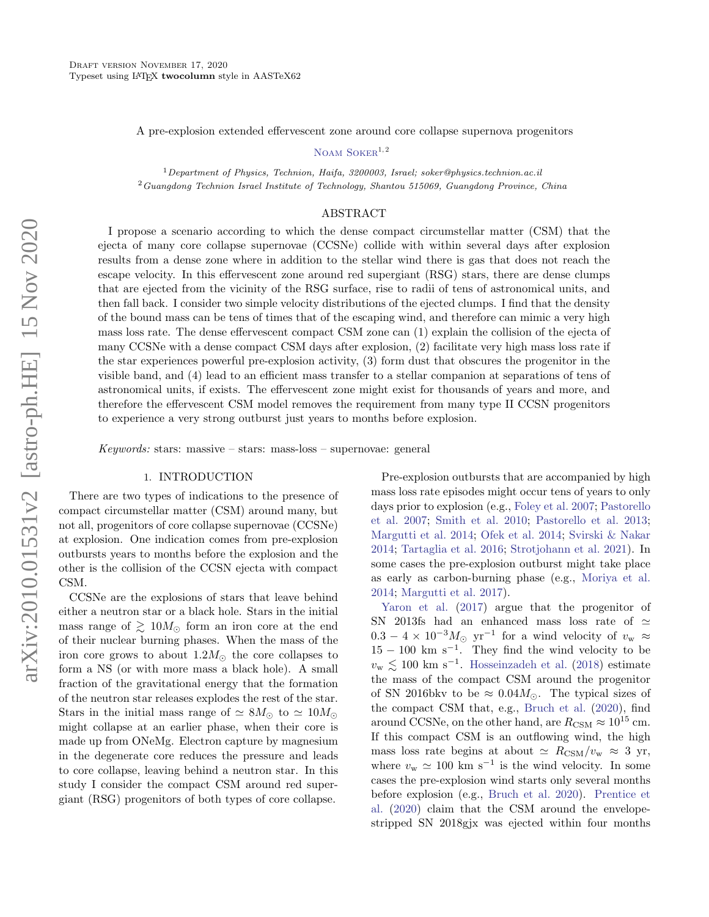# A pre-explosion extended effervescent zone around core collapse supernova progenitors

Noam Soker[1,2]

[1] Department of Physics, Technion, Haifa, 3200003, Israel; soker@physics.technion.ac.il
[2] Guangdong Technion Israel Institute of Technology, Shantou 515069, Guangdong Province, China

## ABSTRACT

I propose a scenario according to which the dense compact circumstellar matter (CSM) that the ejecta of many core collapse supernovae (CCSNe) collide with within several days after explosion results from a dense zone where in addition to the stellar wind there is gas that does not reach the escape velocity. In this effervescent zone around red supergiant (RSG) stars, there are dense clumps that are ejected from the vicinity of the RSG surface, rise to radii of tens of astronomical units, and then fall back. I consider two simple velocity distributions of the ejected clumps. I find that the density of the bound mass can be tens of times that of the escaping wind, and therefore can mimic a very high mass loss rate. The dense effervescent compact CSM zone can (1) explain the collision of the ejecta of many CCSNe with a dense compact CSM days after explosion, (2) facilitate very high mass loss rate if the star experiences powerful pre-explosion activity, (3) form dust that obscures the progenitor in the visible band, and (4) lead to an efficient mass transfer to a stellar companion at separations of tens of astronomical units, if exists. The effervescent zone might exist for thousands of years and more, and therefore the effervescent CSM model removes the requirement from many type II CCSN progenitors to experience a very strong outburst just years to months before explosion.

*Keywords:* stars: massive – stars: mass-loss – supernovae: general

## 1. INTRODUCTION

There are two types of indications to the presence of compact circumstellar matter (CSM) around many, but not all, progenitors of core collapse supernovae (CCSNe) at explosion. One indication comes from pre-explosion outbursts years to months before the explosion and the other is the collision of the CCSN ejecta with compact CSM.

CCSNe are the explosions of stars that leave behind either a neutron star or a black hole. Stars in the initial mass range of $\gtrsim 10 M_\odot$ form an iron core at the end of their nuclear burning phases. When the mass of the iron core grows to about $1.2 M_\odot$ the core collapses to form a NS (or with more mass a black hole). A small fraction of the gravitational energy that the formation of the neutron star releases explodes the rest of the star. Stars in the initial mass range of $\simeq 8 M_\odot$ to $\simeq 10 M_\odot$ might collapse at an earlier phase, when their core is made up from ONeMg. Electron capture by magnesium in the degenerate core reduces the pressure and leads to core collapse, leaving behind a neutron star. In this study I consider the compact CSM around red supergiant (RSG) progenitors of both types of core collapse.

Pre-explosion outbursts that are accompanied by high mass loss rate episodes might occur tens of years to only days prior to explosion (e.g., Foley et al. 2007; Pastorello et al. 2007; Smith et al. 2010; Pastorello et al. 2013; Margutti et al. 2014; Ofek et al. 2014; Svirski & Nakar 2014; Tartaglia et al. 2016; Strotjohann et al. 2021). In some cases the pre-explosion outburst might take place as early as carbon-burning phase (e.g., Moriya et al. 2014; Margutti et al. 2017).

Yaron et al. (2017) argue that the progenitor of SN 2013fs had an enhanced mass loss rate of $\simeq 0.3 - 4 \times 10^{-3} M_\odot~\mathrm{yr}^{-1}$ for a wind velocity of $v_\mathrm{w} \approx 15 - 100~\mathrm{km~s}^{-1}$. They find the wind velocity to be $v_\mathrm{w} \lesssim 100~\mathrm{km~s}^{-1}$. Hosseinzadeh et al. (2018) estimate the mass of the compact CSM around the progenitor of SN 2016bkv to be $\approx 0.04 M_\odot$. The typical sizes of the compact CSM that, e.g., Bruch et al. (2020), find around CCSNe, on the other hand, are $R_\mathrm{CSM} \approx 10^{15}$ cm. If this compact CSM is an outflowing wind, the high mass loss rate begins at about $\simeq R_\mathrm{CSM}/v_\mathrm{w} \approx 3$ yr, where $v_\mathrm{w} \simeq 100~\mathrm{km~s}^{-1}$ is the wind velocity. In some cases the pre-explosion wind starts only several months before explosion (e.g., Bruch et al. 2020). Prentice et al. (2020) claim that the CSM around the envelope-stripped SN 2018gjx was ejected within four months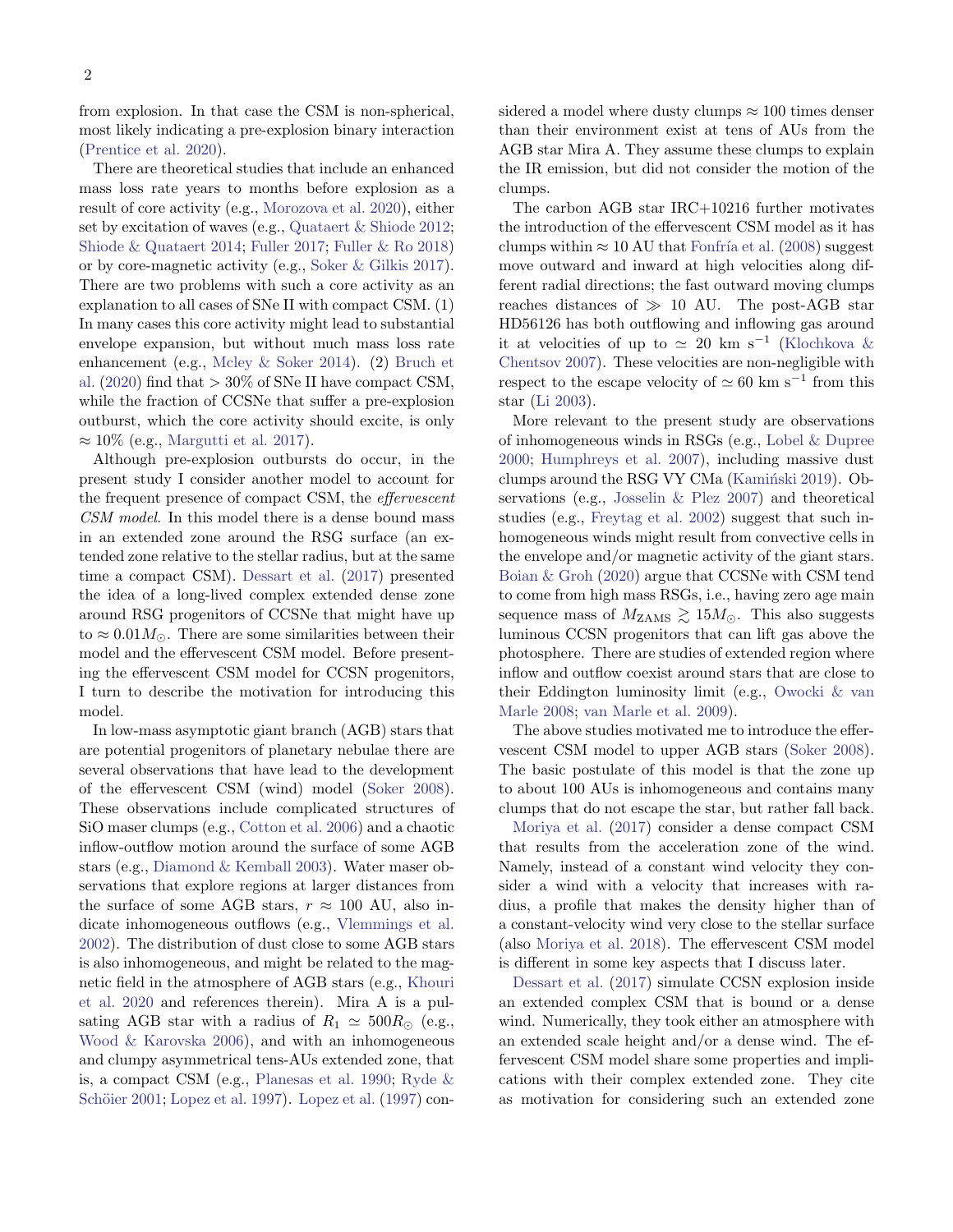from explosion. In that case the CSM is non-spherical, most likely indicating a pre-explosion binary interaction (Prentice et al. 2020).

There are theoretical studies that include an enhanced mass loss rate years to months before explosion as a result of core activity (e.g., Morozova et al. 2020), either set by excitation of waves (e.g., Quataert & Shiode 2012; Shiode & Quataert 2014; Fuller 2017; Fuller & Ro 2018) or by core-magnetic activity (e.g., Soker & Gilkis 2017). There are two problems with such a core activity as an explanation to all cases of SNe II with compact CSM. (1) In many cases this core activity might lead to substantial envelope expansion, but without much mass loss rate enhancement (e.g., Mcley & Soker 2014). (2) Bruch et al. (2020) find that $> 30\%$ of SNe II have compact CSM, while the fraction of CCSNe that suffer a pre-explosion outburst, which the core activity should excite, is only $\approx 10\%$ (e.g., Margutti et al. 2017).

Although pre-explosion outbursts do occur, in the present study I consider another model to account for the frequent presence of compact CSM, the *effervescent CSM model*. In this model there is a dense bound mass in an extended zone around the RSG surface (an extended zone relative to the stellar radius, but at the same time a compact CSM). Dessart et al. (2017) presented the idea of a long-lived complex extended dense zone around RSG progenitors of CCSNe that might have up to $\approx 0.01 M_{\odot}$. There are some similarities between their model and the effervescent CSM model. Before presenting the effervescent CSM model for CCSN progenitors, I turn to describe the motivation for introducing this model.

In low-mass asymptotic giant branch (AGB) stars that are potential progenitors of planetary nebulae there are several observations that have lead to the development of the effervescent CSM (wind) model (Soker 2008). These observations include complicated structures of SiO maser clumps (e.g., Cotton et al. 2006) and a chaotic inflow-outflow motion around the surface of some AGB stars (e.g., Diamond & Kemball 2003). Water maser observations that explore regions at larger distances from the surface of some AGB stars, $r \approx 100$ AU, also indicate inhomogeneous outflows (e.g., Vlemmings et al. 2002). The distribution of dust close to some AGB stars is also inhomogeneous, and might be related to the magnetic field in the atmosphere of AGB stars (e.g., Khouri et al. 2020 and references therein). Mira A is a pulsating AGB star with a radius of $R_1 \simeq 500 R_{\odot}$ (e.g., Wood & Karovska 2006), and with an inhomogeneous and clumpy asymmetrical tens-AUs extended zone, that is, a compact CSM (e.g., Planesas et al. 1990; Ryde & Schöier 2001; Lopez et al. 1997). Lopez et al. (1997) considered a model where dusty clumps $\approx 100$ times denser than their environment exist at tens of AUs from the AGB star Mira A. They assume these clumps to explain the IR emission, but did not consider the motion of the clumps.

The carbon AGB star IRC+10216 further motivates the introduction of the effervescent CSM model as it has clumps within $\approx 10$ AU that Fonfría et al. (2008) suggest move outward and inward at high velocities along different radial directions; the fast outward moving clumps reaches distances of $\gg 10$ AU. The post-AGB star HD56126 has both outflowing and inflowing gas around it at velocities of up to $\simeq 20$ km s$^{-1}$ (Klochkova & Chentsov 2007). These velocities are non-negligible with respect to the escape velocity of $\simeq 60$ km s$^{-1}$ from this star (Li 2003).

More relevant to the present study are observations of inhomogeneous winds in RSGs (e.g., Lobel & Dupree 2000; Humphreys et al. 2007), including massive dust clumps around the RSG VY CMa (Kamiński 2019). Observations (e.g., Josselin & Plez 2007) and theoretical studies (e.g., Freytag et al. 2002) suggest that such inhomogeneous winds might result from convective cells in the envelope and/or magnetic activity of the giant stars. Boian & Groh (2020) argue that CCSNe with CSM tend to come from high mass RSGs, i.e., having zero age main sequence mass of $M_{\rm ZAMS} \gtrsim 15 M_{\odot}$. This also suggests luminous CCSN progenitors that can lift gas above the photosphere. There are studies of extended region where inflow and outflow coexist around stars that are close to their Eddington luminosity limit (e.g., Owocki & van Marle 2008; van Marle et al. 2009).

The above studies motivated me to introduce the effervescent CSM model to upper AGB stars (Soker 2008). The basic postulate of this model is that the zone up to about 100 AUs is inhomogeneous and contains many clumps that do not escape the star, but rather fall back.

Moriya et al. (2017) consider a dense compact CSM that results from the acceleration zone of the wind. Namely, instead of a constant wind velocity they consider a wind with a velocity that increases with radius, a profile that makes the density higher than of a constant-velocity wind very close to the stellar surface (also Moriya et al. 2018). The effervescent CSM model is different in some key aspects that I discuss later.

Dessart et al. (2017) simulate CCSN explosion inside an extended complex CSM that is bound or a dense wind. Numerically, they took either an atmosphere with an extended scale height and/or a dense wind. The effervescent CSM model share some properties and implications with their complex extended zone. They cite as motivation for considering such an extended zone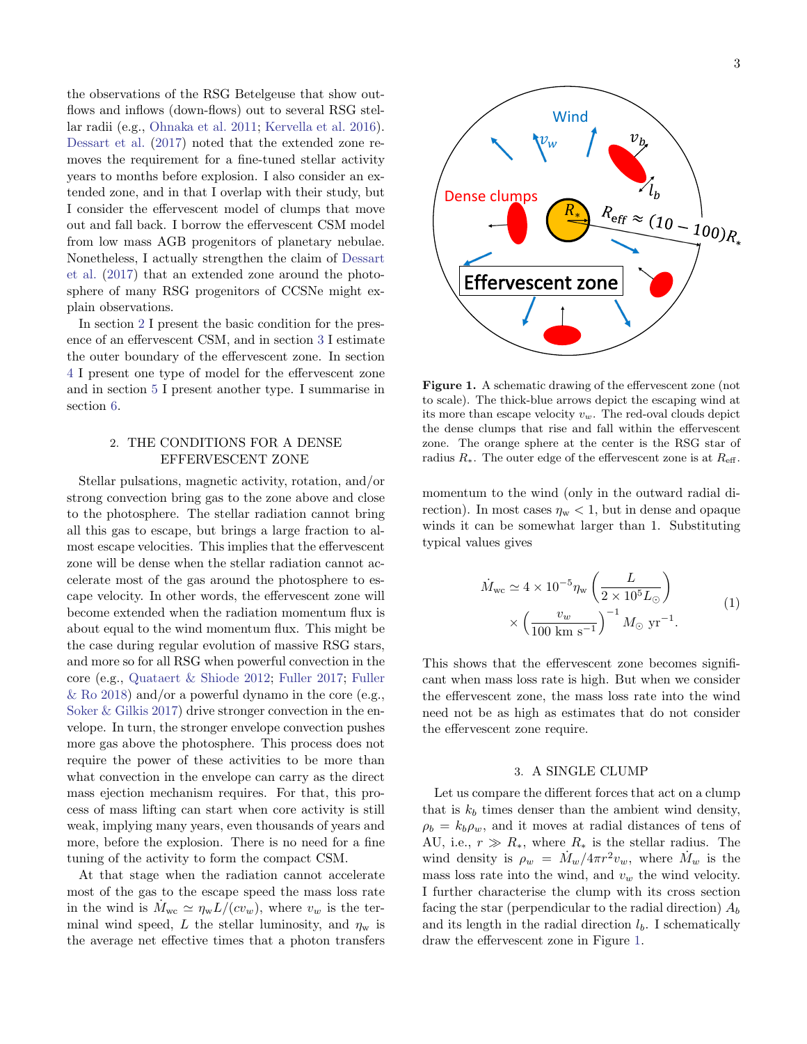the observations of the RSG Betelgeuse that show outflows and inflows (down-flows) out to several RSG stellar radii (e.g., Ohnaka et al. 2011; Kervella et al. 2016). Dessart et al. (2017) noted that the extended zone removes the requirement for a fine-tuned stellar activity years to months before explosion. I also consider an extended zone, and in that I overlap with their study, but I consider the effervescent model of clumps that move out and fall back. I borrow the effervescent CSM model from low mass AGB progenitors of planetary nebulae. Nonetheless, I actually strengthen the claim of Dessart et al. (2017) that an extended zone around the photosphere of many RSG progenitors of CCSNe might explain observations.

In section 2 I present the basic condition for the presence of an effervescent CSM, and in section 3 I estimate the outer boundary of the effervescent zone. In section 4 I present one type of model for the effervescent zone and in section 5 I present another type. I summarise in section 6.

## 2. THE CONDITIONS FOR A DENSE EFFERVESCENT ZONE

Stellar pulsations, magnetic activity, rotation, and/or strong convection bring gas to the zone above and close to the photosphere. The stellar radiation cannot bring all this gas to escape, but brings a large fraction to almost escape velocities. This implies that the effervescent zone will be dense when the stellar radiation cannot accelerate most of the gas around the photosphere to escape velocity. In other words, the effervescent zone will become extended when the radiation momentum flux is about equal to the wind momentum flux. This might be the case during regular evolution of massive RSG stars, and more so for all RSG when powerful convection in the core (e.g., Quataert & Shiode 2012; Fuller 2017; Fuller & Ro 2018) and/or a powerful dynamo in the core (e.g., Soker & Gilkis 2017) drive stronger convection in the envelope. In turn, the stronger envelope convection pushes more gas above the photosphere. This process does not require the power of these activities to be more than what convection in the envelope can carry as the direct mass ejection mechanism requires. For that, this process of mass lifting can start when core activity is still weak, implying many years, even thousands of years and more, before the explosion. There is no need for a fine tuning of the activity to form the compact CSM.

At that stage when the radiation cannot accelerate most of the gas to the escape speed the mass loss rate in the wind is $\dot{M}_{\rm wc} \simeq \eta_{\rm w} L/(c v_w)$, where $v_w$ is the terminal wind speed, $L$ the stellar luminosity, and $\eta_{\rm w}$ is the average net effective times that a photon transfers momentum to the wind (only in the outward radial direction). In most cases $\eta_{\rm w} < 1$, but in dense and opaque winds it can be somewhat larger than 1. Substituting typical values gives

$$\dot{M}_{\rm wc} \simeq 4 \times 10^{-5} \eta_{\rm w} \left( \frac{L}{2 \times 10^5 L_\odot} \right) \times \left( \frac{v_w}{100 \text{ km s}^{-1}} \right)^{-1} M_\odot \text{ yr}^{-1}. \qquad (1)$$

This shows that the effervescent zone becomes significant when mass loss rate is high. But when we consider the effervescent zone, the mass loss rate into the wind need not be as high as estimates that do not consider the effervescent zone require.

Figure 1. A schematic drawing of the effervescent zone (not to scale). The thick-blue arrows depict the escaping wind at its more than escape velocity $v_w$. The red-oval clouds depict the dense clumps that rise and fall within the effervescent zone. The orange sphere at the center is the RSG star of radius $R_*$. The outer edge of the effervescent zone is at $R_{\rm eff}$.

## 3. A SINGLE CLUMP

Let us compare the different forces that act on a clump that is $k_b$ times denser than the ambient wind density, $\rho_b = k_b \rho_w$, and it moves at radial distances of tens of AU, i.e., $r \gg R_*$, where $R_*$ is the stellar radius. The wind density is $\rho_w = \dot{M}_w / 4\pi r^2 v_w$, where $\dot{M}_w$ is the mass loss rate into the wind, and $v_w$ the wind velocity. I further characterise the clump with its cross section facing the star (perpendicular to the radial direction) $A_b$ and its length in the radial direction $l_b$. I schematically draw the effervescent zone in Figure 1.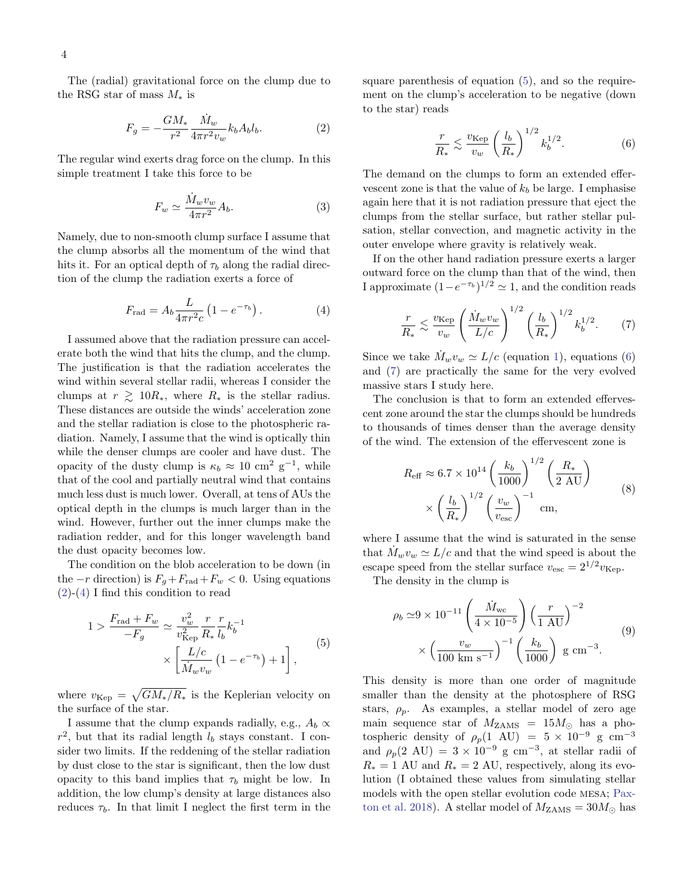The (radial) gravitational force on the clump due to the RSG star of mass $M_*$ is

$$F_g = -\frac{GM_*}{r^2}\frac{\dot{M}_w}{4\pi r^2 v_w}k_b A_b l_b. \tag{2}$$

The regular wind exerts drag force on the clump. In this simple treatment I take this force to be

$$F_w \simeq \frac{\dot{M}_w v_w}{4\pi r^2}A_b. \tag{3}$$

Namely, due to non-smooth clump surface I assume that the clump absorbs all the momentum of the wind that hits it. For an optical depth of $\tau_b$ along the radial direction of the clump the radiation exerts a force of

$$F_{\rm rad} = A_b \frac{L}{4\pi r^2 c}\left(1 - e^{-\tau_b}\right). \tag{4}$$

I assumed above that the radiation pressure can accelerate both the wind that hits the clump, and the clump. The justification is that the radiation accelerates the wind within several stellar radii, whereas I consider the clumps at $r \gtrsim 10R_*$, where $R_*$ is the stellar radius. These distances are outside the winds' acceleration zone and the stellar radiation is close to the photospheric radiation. Namely, I assume that the wind is optically thin while the denser clumps are cooler and have dust. The opacity of the dusty clump is $\kappa_b \approx 10~{\rm cm}^2~{\rm g}^{-1}$, while that of the cool and partially neutral wind that contains much less dust is much lower. Overall, at tens of AUs the optical depth in the clumps is much larger than in the wind. However, further out the inner clumps make the radiation redder, and for this longer wavelength band the dust opacity becomes low.

The condition on the blob acceleration to be down (in the $-r$ direction) is $F_g + F_{\rm rad} + F_w < 0$. Using equations (2)-(4) I find this condition to read

$$1 > \frac{F_{\rm rad} + F_w}{-F_g} \simeq \frac{v_w^2}{v_{\rm Kep}^2}\frac{r}{R_*}\frac{r}{l_b}k_b^{-1} \times \left[\frac{L/c}{\dot{M}_w v_w}\left(1 - e^{-\tau_b}\right) + 1\right], \tag{5}$$

where $v_{\rm Kep} = \sqrt{GM_*/R_*}$ is the Keplerian velocity on the surface of the star.

I assume that the clump expands radially, e.g., $A_b \propto r^2$, but that its radial length $l_b$ stays constant. I consider two limits. If the reddening of the stellar radiation by dust close to the star is significant, then the low dust opacity to this band implies that $\tau_b$ might be low. In addition, the low clump's density at large distances also reduces $\tau_b$. In that limit I neglect the first term in the square parenthesis of equation (5), and so the requirement on the clump's acceleration to be negative (down to the star) reads

$$\frac{r}{R_*} \lesssim \frac{v_{\rm Kep}}{v_w}\left(\frac{l_b}{R_*}\right)^{1/2} k_b^{1/2}. \tag{6}$$

The demand on the clumps to form an extended effervescent zone is that the value of $k_b$ be large. I emphasise again here that it is not radiation pressure that eject the clumps from the stellar surface, but rather stellar pulsation, stellar convection, and magnetic activity in the outer envelope where gravity is relatively weak.

If on the other hand radiation pressure exerts a larger outward force on the clump than that of the wind, then I approximate $(1-e^{-\tau_b})^{1/2} \simeq 1$, and the condition reads

$$\frac{r}{R_*} \lesssim \frac{v_{\rm Kep}}{v_w}\left(\frac{\dot{M}_w v_w}{L/c}\right)^{1/2}\left(\frac{l_b}{R_*}\right)^{1/2} k_b^{1/2}. \tag{7}$$

Since we take $\dot{M}_w v_w \simeq L/c$ (equation 1), equations (6) and (7) are practically the same for the very evolved massive stars I study here.

The conclusion is that to form an extended effervescent zone around the star the clumps should be hundreds to thousands of times denser than the average density of the wind. The extension of the effervescent zone is

$$R_{\rm eff} \approx 6.7\times 10^{14}\left(\frac{k_b}{1000}\right)^{1/2}\left(\frac{R_*}{2~{\rm AU}}\right) \times \left(\frac{l_b}{R_*}\right)^{1/2}\left(\frac{v_w}{v_{\rm esc}}\right)^{-1}~{\rm cm}, \tag{8}$$

where I assume that the wind is saturated in the sense that $\dot{M}_w v_w \simeq L/c$ and that the wind speed is about the escape speed from the stellar surface $v_{\rm esc} = 2^{1/2}v_{\rm Kep}$.

The density in the clump is

$$\rho_b \simeq 9\times 10^{-11}\left(\frac{\dot{M}_{\rm wc}}{4\times 10^{-5}}\right)\left(\frac{r}{1~{\rm AU}}\right)^{-2} \times \left(\frac{v_w}{100~{\rm km~s}^{-1}}\right)^{-1}\left(\frac{k_b}{1000}\right)~{\rm g~cm}^{-3}. \tag{9}$$

This density is more than one order of magnitude smaller than the density at the photosphere of RSG stars, $\rho_p$. As examples, a stellar model of zero age main sequence star of $M_{\rm ZAMS} = 15M_\odot$ has a photospheric density of $\rho_p(1~{\rm AU}) = 5\times 10^{-9}~{\rm g~cm}^{-3}$ and $\rho_p(2~{\rm AU}) = 3\times 10^{-9}~{\rm g~cm}^{-3}$, at stellar radii of $R_* = 1$ AU and $R_* = 2$ AU, respectively, along its evolution (I obtained these values from simulating stellar models with the open stellar evolution code MESA; Paxton et al. 2018). A stellar model of $M_{\rm ZAMS} = 30M_\odot$ has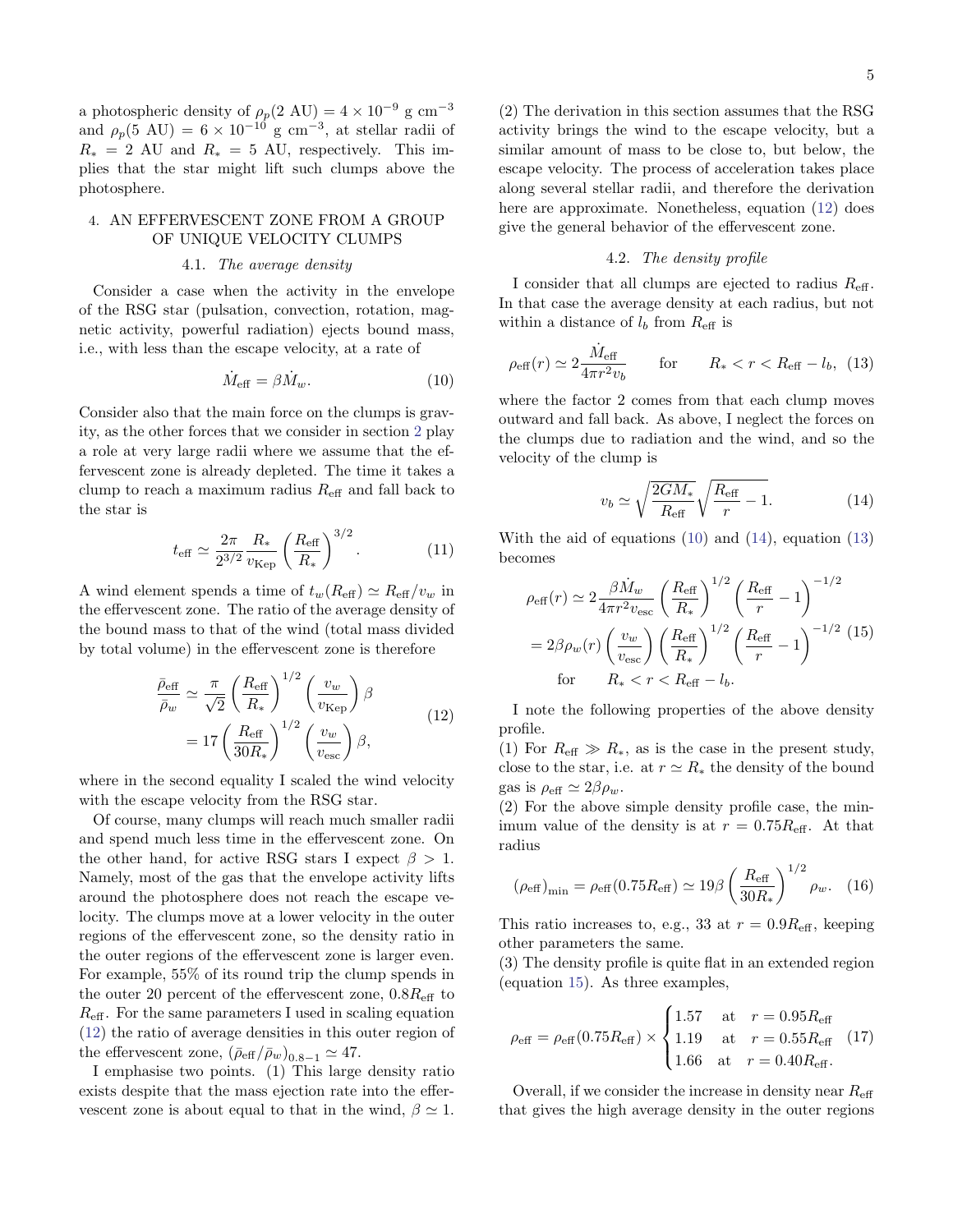a photospheric density of $\rho_p(2 \text{ AU}) = 4 \times 10^{-9}$ g cm$^{-3}$ and $\rho_p(5 \text{ AU}) = 6 \times 10^{-10}$ g cm$^{-3}$, at stellar radii of $R_* = 2$ AU and $R_* = 5$ AU, respectively. This implies that the star might lift such clumps above the photosphere.

## 4. AN EFFERVESCENT ZONE FROM A GROUP OF UNIQUE VELOCITY CLUMPS

### 4.1. *The average density*

Consider a case when the activity in the envelope of the RSG star (pulsation, convection, rotation, magnetic activity, powerful radiation) ejects bound mass, i.e., with less than the escape velocity, at a rate of

$$\dot{M}_{\rm eff} = \beta \dot{M}_w. \tag{10}$$

Consider also that the main force on the clumps is gravity, as the other forces that we consider in section 2 play a role at very large radii where we assume that the effervescent zone is already depleted. The time it takes a clump to reach a maximum radius $R_{\rm eff}$ and fall back to the star is

$$t_{\rm eff} \simeq \frac{2\pi}{2^{3/2}} \frac{R_*}{v_{\rm Kep}} \left(\frac{R_{\rm eff}}{R_*}\right)^{3/2}. \tag{11}$$

A wind element spends a time of $t_w(R_{\rm eff}) \simeq R_{\rm eff}/v_w$ in the effervescent zone. The ratio of the average density of the bound mass to that of the wind (total mass divided by total volume) in the effervescent zone is therefore

$$\frac{\bar{\rho}_{\rm eff}}{\bar{\rho}_w} \simeq \frac{\pi}{\sqrt{2}} \left(\frac{R_{\rm eff}}{R_*}\right)^{1/2} \left(\frac{v_w}{v_{\rm Kep}}\right) \beta = 17 \left(\frac{R_{\rm eff}}{30R_*}\right)^{1/2} \left(\frac{v_w}{v_{\rm esc}}\right) \beta, \tag{12}$$

where in the second equality I scaled the wind velocity with the escape velocity from the RSG star.

Of course, many clumps will reach much smaller radii and spend much less time in the effervescent zone. On the other hand, for active RSG stars I expect $\beta > 1$. Namely, most of the gas that the envelope activity lifts around the photosphere does not reach the escape velocity. The clumps move at a lower velocity in the outer regions of the effervescent zone, so the density ratio in the outer regions of the effervescent zone is larger even. For example, 55% of its round trip the clump spends in the outer 20 percent of the effervescent zone, $0.8R_{\rm eff}$ to $R_{\rm eff}$. For the same parameters I used in scaling equation (12) the ratio of average densities in this outer region of the effervescent zone, $(\bar{\rho}_{\rm eff}/\bar{\rho}_w)_{0.8-1} \simeq 47$.

I emphasise two points. (1) This large density ratio exists despite that the mass ejection rate into the effervescent zone is about equal to that in the wind, $\beta \simeq 1$. (2) The derivation in this section assumes that the RSG activity brings the wind to the escape velocity, but a similar amount of mass to be close to, but below, the escape velocity. The process of acceleration takes place along several stellar radii, and therefore the derivation here are approximate. Nonetheless, equation (12) does give the general behavior of the effervescent zone.

### 4.2. *The density profile*

I consider that all clumps are ejected to radius $R_{\rm eff}$. In that case the average density at each radius, but not within a distance of $l_b$ from $R_{\rm eff}$ is

$$\rho_{\rm eff}(r) \simeq 2\frac{\dot{M}_{\rm eff}}{4\pi r^2 v_b} \qquad \text{for} \qquad R_* < r < R_{\rm eff} - l_b, \tag{13}$$

where the factor 2 comes from that each clump moves outward and fall back. As above, I neglect the forces on the clumps due to radiation and the wind, and so the velocity of the clump is

$$v_b \simeq \sqrt{\frac{2GM_*}{R_{\rm eff}}} \sqrt{\frac{R_{\rm eff}}{r} - 1}. \tag{14}$$

With the aid of equations (10) and (14), equation (13) becomes

$$\begin{aligned} \rho_{\rm eff}(r) &\simeq 2\frac{\beta \dot{M}_w}{4\pi r^2 v_{\rm esc}} \left(\frac{R_{\rm eff}}{R_*}\right)^{1/2} \left(\frac{R_{\rm eff}}{r} - 1\right)^{-1/2} \\ &= 2\beta \rho_w(r) \left(\frac{v_w}{v_{\rm esc}}\right) \left(\frac{R_{\rm eff}}{R_*}\right)^{1/2} \left(\frac{R_{\rm eff}}{r} - 1\right)^{-1/2} \\ &\text{for} \qquad R_* < r < R_{\rm eff} - l_b. \end{aligned} \tag{15}$$

I note the following properties of the above density profile.
(1) For $R_{\rm eff} \gg R_*$, as is the case in the present study, close to the star, i.e. at $r \simeq R_*$ the density of the bound gas is $\rho_{\rm eff} \simeq 2\beta\rho_w$.
(2) For the above simple density profile case, the minimum value of the density is at $r = 0.75R_{\rm eff}$. At that radius

$$(\rho_{\rm eff})_{\rm min} = \rho_{\rm eff}(0.75R_{\rm eff}) \simeq 19\beta \left(\frac{R_{\rm eff}}{30R_*}\right)^{1/2} \rho_w. \tag{16}$$

This ratio increases to, e.g., 33 at $r = 0.9R_{\rm eff}$, keeping other parameters the same.
(3) The density profile is quite flat in an extended region (equation 15). As three examples,

$$\rho_{\rm eff} = \rho_{\rm eff}(0.75R_{\rm eff}) \times \begin{cases} 1.57 & \text{at} \quad r = 0.95R_{\rm eff} \\ 1.19 & \text{at} \quad r = 0.55R_{\rm eff} \\ 1.66 & \text{at} \quad r = 0.40R_{\rm eff}. \end{cases} \tag{17}$$

Overall, if we consider the increase in density near $R_{\rm eff}$ that gives the high average density in the outer regions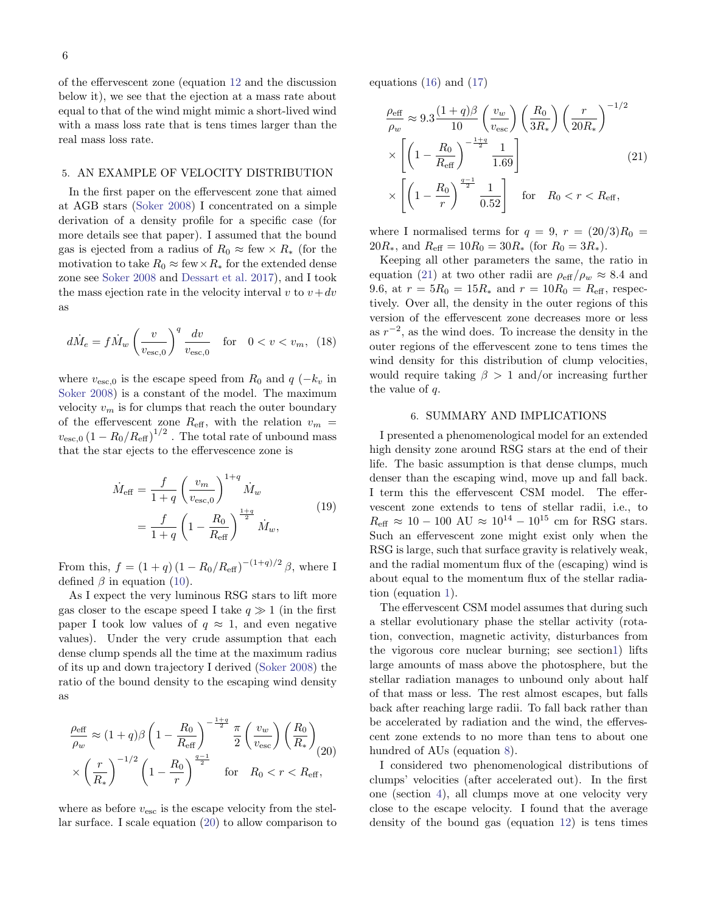of the effervescent zone (equation 12 and the discussion below it), we see that the ejection at a mass rate about equal to that of the wind might mimic a short-lived wind with a mass loss rate that is tens times larger than the real mass loss rate.

## 5. AN EXAMPLE OF VELOCITY DISTRIBUTION

In the first paper on the effervescent zone that aimed at AGB stars (Soker 2008) I concentrated on a simple derivation of a density profile for a specific case (for more details see that paper). I assumed that the bound gas is ejected from a radius of $R_0 \approx$ few $\times R_*$ (for the motivation to take $R_0 \approx$ few$\times R_*$ for the extended dense zone see Soker 2008 and Dessart et al. 2017), and I took the mass ejection rate in the velocity interval $v$ to $v+dv$ as

$$d\dot{M}_e = f \dot{M}_w \left(\frac{v}{v_{\rm esc,0}}\right)^q \frac{dv}{v_{\rm esc,0}} \quad \text{for} \quad 0 < v < v_m, \quad (18)$$

where $v_{\rm esc,0}$ is the escape speed from $R_0$ and $q$ ($-k_v$ in Soker 2008) is a constant of the model. The maximum velocity $v_m$ is for clumps that reach the outer boundary of the effervescent zone $R_{\rm eff}$, with the relation $v_m = v_{\rm esc,0}\left(1 - R_0/R_{\rm eff}\right)^{1/2}$ . The total rate of unbound mass that the star ejects to the effervescence zone is

$$\begin{aligned} \dot{M}_{\rm eff} &= \frac{f}{1+q}\left(\frac{v_m}{v_{\rm esc,0}}\right)^{1+q} \dot{M}_w \\ &= \frac{f}{1+q}\left(1 - \frac{R_0}{R_{\rm eff}}\right)^{\frac{1+q}{2}} \dot{M}_w, \end{aligned} \quad (19)$$

From this, $f = (1+q)\left(1 - R_0/R_{\rm eff}\right)^{-(1+q)/2} \beta$, where I defined $\beta$ in equation (10).

As I expect the very luminous RSG stars to lift more gas closer to the escape speed I take $q \gg 1$ (in the first paper I took low values of $q \approx 1$, and even negative values). Under the very crude assumption that each dense clump spends all the time at the maximum radius of its up and down trajectory I derived (Soker 2008) the ratio of the bound density to the escaping wind density as

$$\begin{aligned} \frac{\rho_{\rm eff}}{\rho_w} \approx & (1+q)\beta \left(1 - \frac{R_0}{R_{\rm eff}}\right)^{-\frac{1+q}{2}} \frac{\pi}{2}\left(\frac{v_w}{v_{\rm esc}}\right)\left(\frac{R_0}{R_*}\right) \\ & \times \left(\frac{r}{R_*}\right)^{-1/2}\left(1 - \frac{R_0}{r}\right)^{\frac{q-1}{2}} \quad \text{for} \quad R_0 < r < R_{\rm eff}, \end{aligned} \quad (20)$$

where as before $v_{\rm esc}$ is the escape velocity from the stellar surface. I scale equation (20) to allow comparison to equations (16) and (17)

$$\begin{aligned} \frac{\rho_{\rm eff}}{\rho_w} \approx & \, 9.3 \frac{(1+q)\beta}{10}\left(\frac{v_w}{v_{\rm esc}}\right)\left(\frac{R_0}{3R_*}\right)\left(\frac{r}{20R_*}\right)^{-1/2} \\ & \times \left[\left(1 - \frac{R_0}{R_{\rm eff}}\right)^{-\frac{1+q}{2}} \frac{1}{1.69}\right] \\ & \times \left[\left(1 - \frac{R_0}{r}\right)^{\frac{q-1}{2}} \frac{1}{0.52}\right] \quad \text{for} \quad R_0 < r < R_{\rm eff}, \end{aligned} \quad (21)$$

where I normalised terms for $q = 9$, $r = (20/3)R_0 = 20R_*$, and $R_{\rm eff} = 10R_0 = 30R_*$ (for $R_0 = 3R_*$).

Keeping all other parameters the same, the ratio in equation (21) at two other radii are $\rho_{\rm eff}/\rho_w \approx 8.4$ and $9.6$, at $r = 5R_0 = 15R_*$ and $r = 10R_0 = R_{\rm eff}$, respectively. Over all, the density in the outer regions of this version of the effervescent zone decreases more or less as $r^{-2}$, as the wind does. To increase the density in the outer regions of the effervescent zone to tens times the wind density for this distribution of clump velocities, would require taking $\beta > 1$ and/or increasing further the value of $q$.

## 6. SUMMARY AND IMPLICATIONS

I presented a phenomenological model for an extended high density zone around RSG stars at the end of their life. The basic assumption is that dense clumps, much denser than the escaping wind, move up and fall back. I term this the effervescent CSM model. The effervescent zone extends to tens of stellar radii, i.e., to $R_{\rm eff} \approx 10 - 100$ AU $\approx 10^{14} - 10^{15}$ cm for RSG stars. Such an effervescent zone might exist only when the RSG is large, such that surface gravity is relatively weak, and the radial momentum flux of the (escaping) wind is about equal to the momentum flux of the stellar radiation (equation 1).

The effervescent CSM model assumes that during such a stellar evolutionary phase the stellar activity (rotation, convection, magnetic activity, disturbances from the vigorous core nuclear burning; see section1) lifts large amounts of mass above the photosphere, but the stellar radiation manages to unbound only about half of that mass or less. The rest almost escapes, but falls back after reaching large radii. To fall back rather than be accelerated by radiation and the wind, the effervescent zone extends to no more than tens to about one hundred of AUs (equation 8).

I considered two phenomenological distributions of clumps' velocities (after accelerated out). In the first one (section 4), all clumps move at one velocity very close to the escape velocity. I found that the average density of the bound gas (equation 12) is tens times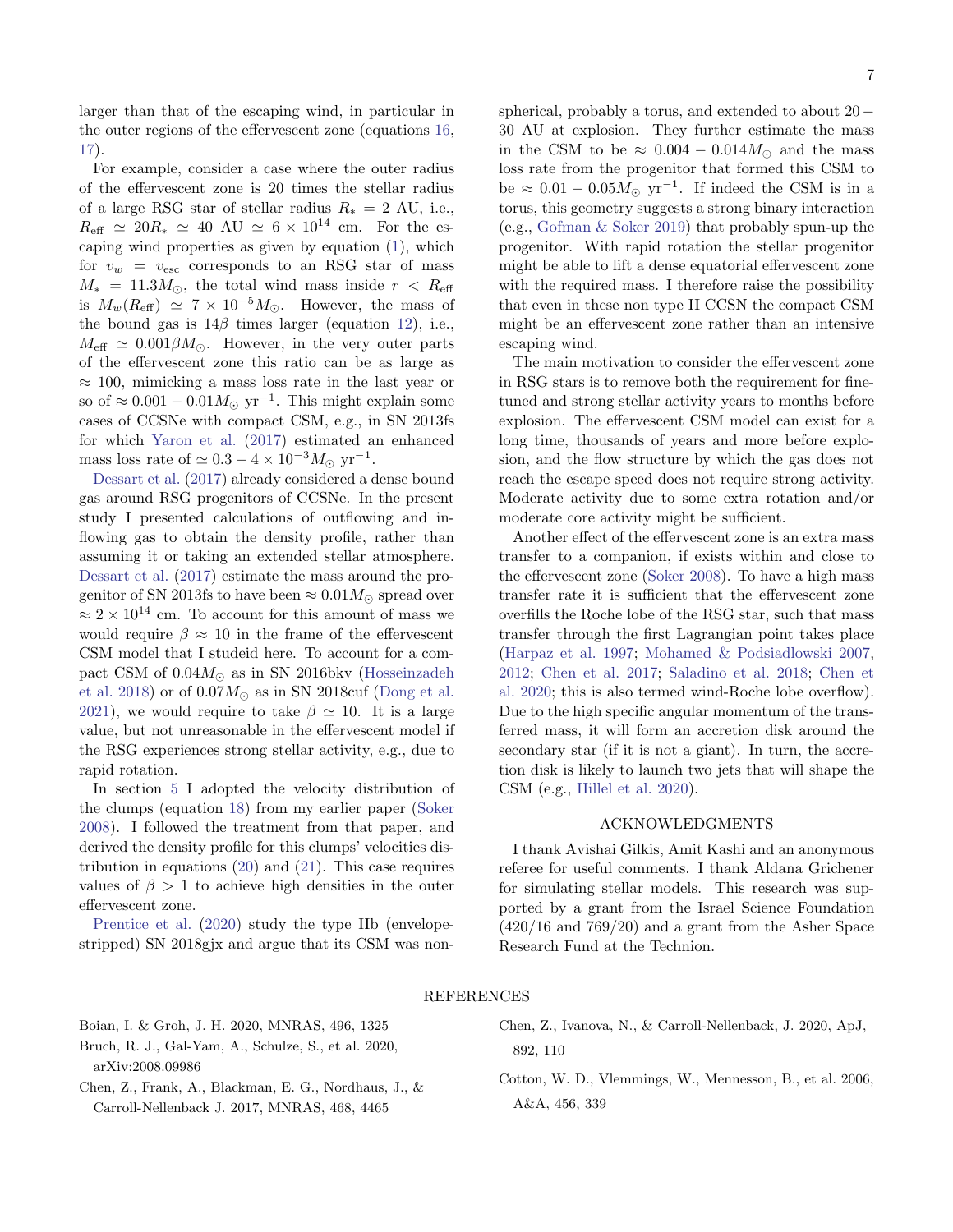larger than that of the escaping wind, in particular in the outer regions of the effervescent zone (equations 16, 17).

For example, consider a case where the outer radius of the effervescent zone is 20 times the stellar radius of a large RSG star of stellar radius $R_* = 2$ AU, i.e., $R_{\rm eff} \simeq 20 R_* \simeq 40$ AU $\simeq 6 \times 10^{14}$ cm. For the escaping wind properties as given by equation (1), which for $v_w = v_{\rm esc}$ corresponds to an RSG star of mass $M_* = 11.3 M_\odot$, the total wind mass inside $r < R_{\rm eff}$ is $M_w(R_{\rm eff}) \simeq 7 \times 10^{-5} M_\odot$. However, the mass of the bound gas is $14\beta$ times larger (equation 12), i.e., $M_{\rm eff} \simeq 0.001 \beta M_\odot$. However, in the very outer parts of the effervescent zone this ratio can be as large as $\approx 100$, mimicking a mass loss rate in the last year or so of $\approx 0.001 - 0.01 M_\odot$ yr$^{-1}$. This might explain some cases of CCSNe with compact CSM, e.g., in SN 2013fs for which Yaron et al. (2017) estimated an enhanced mass loss rate of $\simeq 0.3 - 4 \times 10^{-3} M_\odot$ yr$^{-1}$.

Dessart et al. (2017) already considered a dense bound gas around RSG progenitors of CCSNe. In the present study I presented calculations of outflowing and inflowing gas to obtain the density profile, rather than assuming it or taking an extended stellar atmosphere. Dessart et al. (2017) estimate the mass around the progenitor of SN 2013fs to have been $\approx 0.01 M_\odot$ spread over $\approx 2 \times 10^{14}$ cm. To account for this amount of mass we would require $\beta \approx 10$ in the frame of the effervescent CSM model that I studeid here. To account for a compact CSM of $0.04 M_\odot$ as in SN 2016bkv (Hosseinzadeh et al. 2018) or of $0.07 M_\odot$ as in SN 2018cuf (Dong et al. 2021), we would require to take $\beta \simeq 10$. It is a large value, but not unreasonable in the effervescent model if the RSG experiences strong stellar activity, e.g., due to rapid rotation.

In section 5 I adopted the velocity distribution of the clumps (equation 18) from my earlier paper (Soker 2008). I followed the treatment from that paper, and derived the density profile for this clumps' velocities distribution in equations (20) and (21). This case requires values of $\beta > 1$ to achieve high densities in the outer effervescent zone.

Prentice et al. (2020) study the type IIb (envelope-stripped) SN 2018gjx and argue that its CSM was non-spherical, probably a torus, and extended to about $20 - 30$ AU at explosion. They further estimate the mass in the CSM to be $\approx 0.004 - 0.014 M_\odot$ and the mass loss rate from the progenitor that formed this CSM to be $\approx 0.01 - 0.05 M_\odot$ yr$^{-1}$. If indeed the CSM is in a torus, this geometry suggests a strong binary interaction (e.g., Gofman & Soker 2019) that probably spun-up the progenitor. With rapid rotation the stellar progenitor might be able to lift a dense equatorial effervescent zone with the required mass. I therefore raise the possibility that even in these non type II CCSN the compact CSM might be an effervescent zone rather than an intensive escaping wind.

The main motivation to consider the effervescent zone in RSG stars is to remove both the requirement for fine-tuned and strong stellar activity years to months before explosion. The effervescent CSM model can exist for a long time, thousands of years and more before explosion, and the flow structure by which the gas does not reach the escape speed does not require strong activity. Moderate activity due to some extra rotation and/or moderate core activity might be sufficient.

Another effect of the effervescent zone is an extra mass transfer to a companion, if exists within and close to the effervescent zone (Soker 2008). To have a high mass transfer rate it is sufficient that the effervescent zone overfills the Roche lobe of the RSG star, such that mass transfer through the first Lagrangian point takes place (Harpaz et al. 1997; Mohamed & Podsiadlowski 2007, 2012; Chen et al. 2017; Saladino et al. 2018; Chen et al. 2020; this is also termed wind-Roche lobe overflow). Due to the high specific angular momentum of the transferred mass, it will form an accretion disk around the secondary star (if it is not a giant). In turn, the accretion disk is likely to launch two jets that will shape the CSM (e.g., Hillel et al. 2020).

## ACKNOWLEDGMENTS

I thank Avishai Gilkis, Amit Kashi and an anonymous referee for useful comments. I thank Aldana Grichener for simulating stellar models. This research was supported by a grant from the Israel Science Foundation (420/16 and 769/20) and a grant from the Asher Space Research Fund at the Technion.

## REFERENCES

Boian, I. & Groh, J. H. 2020, MNRAS, 496, 1325

Bruch, R. J., Gal-Yam, A., Schulze, S., et al. 2020, arXiv:2008.09986

Chen, Z., Frank, A., Blackman, E. G., Nordhaus, J., & Carroll-Nellenback J. 2017, MNRAS, 468, 4465

Chen, Z., Ivanova, N., & Carroll-Nellenback, J. 2020, ApJ, 892, 110

Cotton, W. D., Vlemmings, W., Mennesson, B., et al. 2006, A&A, 456, 339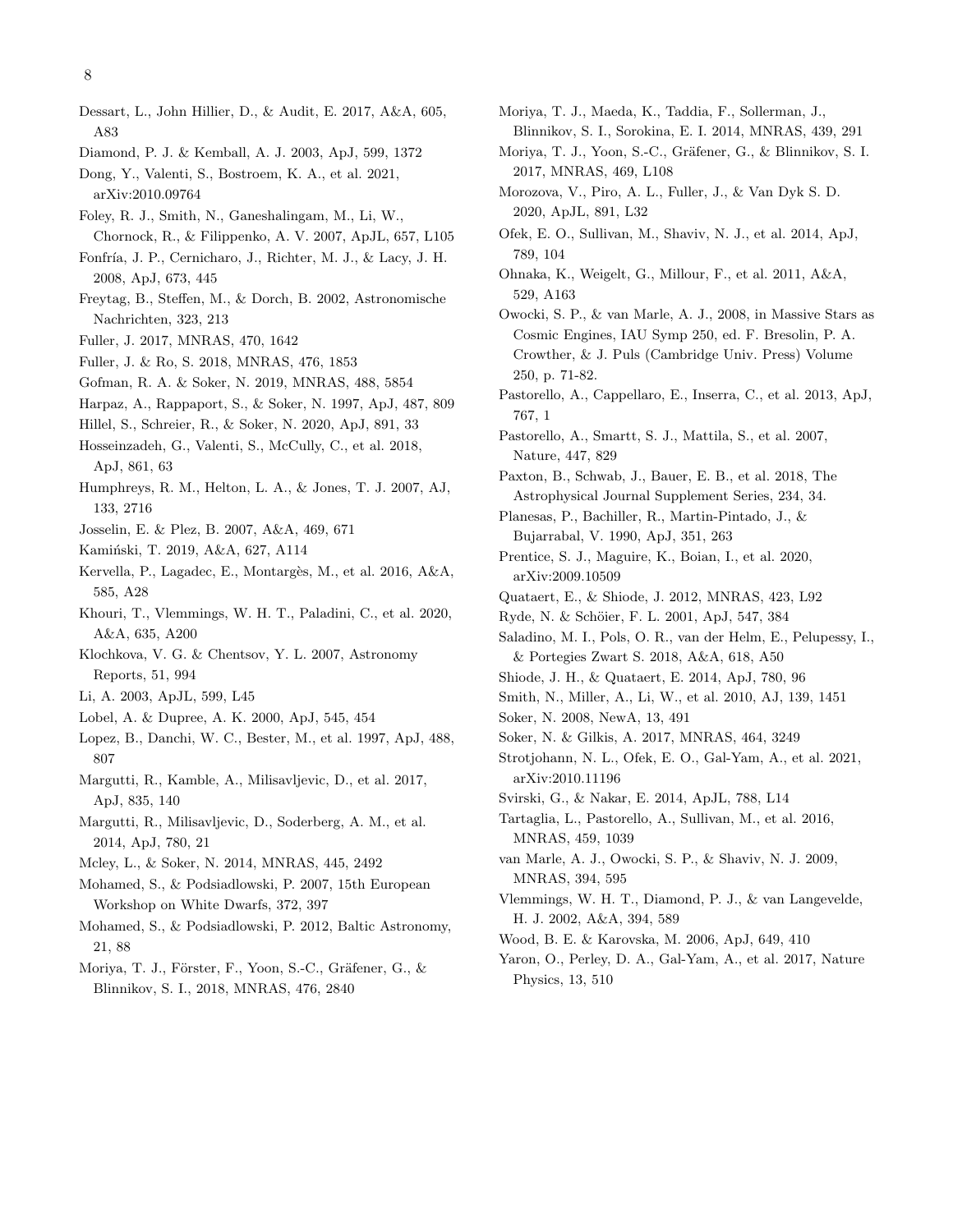Dessart, L., John Hillier, D., & Audit, E. 2017, A&A, 605, A83

Diamond, P. J. & Kemball, A. J. 2003, ApJ, 599, 1372

Dong, Y., Valenti, S., Bostroem, K. A., et al. 2021, arXiv:2010.09764

Foley, R. J., Smith, N., Ganeshalingam, M., Li, W., Chornock, R., & Filippenko, A. V. 2007, ApJL, 657, L105

Fonfría, J. P., Cernicharo, J., Richter, M. J., & Lacy, J. H. 2008, ApJ, 673, 445

Freytag, B., Steffen, M., & Dorch, B. 2002, Astronomische Nachrichten, 323, 213

Fuller, J. 2017, MNRAS, 470, 1642

Fuller, J. & Ro, S. 2018, MNRAS, 476, 1853

Gofman, R. A. & Soker, N. 2019, MNRAS, 488, 5854

Harpaz, A., Rappaport, S., & Soker, N. 1997, ApJ, 487, 809

Hillel, S., Schreier, R., & Soker, N. 2020, ApJ, 891, 33

Hosseinzadeh, G., Valenti, S., McCully, C., et al. 2018, ApJ, 861, 63

Humphreys, R. M., Helton, L. A., & Jones, T. J. 2007, AJ, 133, 2716

Josselin, E. & Plez, B. 2007, A&A, 469, 671

Kamiński, T. 2019, A&A, 627, A114

Kervella, P., Lagadec, E., Montargès, M., et al. 2016, A&A, 585, A28

Khouri, T., Vlemmings, W. H. T., Paladini, C., et al. 2020, A&A, 635, A200

Klochkova, V. G. & Chentsov, Y. L. 2007, Astronomy Reports, 51, 994

Li, A. 2003, ApJL, 599, L45

Lobel, A. & Dupree, A. K. 2000, ApJ, 545, 454

Lopez, B., Danchi, W. C., Bester, M., et al. 1997, ApJ, 488, 807

Margutti, R., Kamble, A., Milisavljevic, D., et al. 2017, ApJ, 835, 140

Margutti, R., Milisavljevic, D., Soderberg, A. M., et al. 2014, ApJ, 780, 21

Mcley, L., & Soker, N. 2014, MNRAS, 445, 2492

Mohamed, S., & Podsiadlowski, P. 2007, 15th European Workshop on White Dwarfs, 372, 397

Mohamed, S., & Podsiadlowski, P. 2012, Baltic Astronomy, 21, 88

Moriya, T. J., Förster, F., Yoon, S.-C., Gräfener, G., & Blinnikov, S. I., 2018, MNRAS, 476, 2840

Moriya, T. J., Maeda, K., Taddia, F., Sollerman, J., Blinnikov, S. I., Sorokina, E. I. 2014, MNRAS, 439, 291

Moriya, T. J., Yoon, S.-C., Gräfener, G., & Blinnikov, S. I. 2017, MNRAS, 469, L108

Morozova, V., Piro, A. L., Fuller, J., & Van Dyk S. D. 2020, ApJL, 891, L32

Ofek, E. O., Sullivan, M., Shaviv, N. J., et al. 2014, ApJ, 789, 104

Ohnaka, K., Weigelt, G., Millour, F., et al. 2011, A&A, 529, A163

Owocki, S. P., & van Marle, A. J., 2008, in Massive Stars as Cosmic Engines, IAU Symp 250, ed. F. Bresolin, P. A. Crowther, & J. Puls (Cambridge Univ. Press) Volume 250, p. 71-82.

Pastorello, A., Cappellaro, E., Inserra, C., et al. 2013, ApJ, 767, 1

Pastorello, A., Smartt, S. J., Mattila, S., et al. 2007, Nature, 447, 829

Paxton, B., Schwab, J., Bauer, E. B., et al. 2018, The Astrophysical Journal Supplement Series, 234, 34.

Planesas, P., Bachiller, R., Martin-Pintado, J., & Bujarrabal, V. 1990, ApJ, 351, 263

Prentice, S. J., Maguire, K., Boian, I., et al. 2020, arXiv:2009.10509

Quataert, E., & Shiode, J. 2012, MNRAS, 423, L92

Ryde, N. & Schöier, F. L. 2001, ApJ, 547, 384

Saladino, M. I., Pols, O. R., van der Helm, E., Pelupessy, I., & Portegies Zwart S. 2018, A&A, 618, A50

Shiode, J. H., & Quataert, E. 2014, ApJ, 780, 96

Smith, N., Miller, A., Li, W., et al. 2010, AJ, 139, 1451

Soker, N. 2008, NewA, 13, 491

Soker, N. & Gilkis, A. 2017, MNRAS, 464, 3249

Strotjohann, N. L., Ofek, E. O., Gal-Yam, A., et al. 2021, arXiv:2010.11196

Svirski, G., & Nakar, E. 2014, ApJL, 788, L14

Tartaglia, L., Pastorello, A., Sullivan, M., et al. 2016, MNRAS, 459, 1039

van Marle, A. J., Owocki, S. P., & Shaviv, N. J. 2009, MNRAS, 394, 595

Vlemmings, W. H. T., Diamond, P. J., & van Langevelde, H. J. 2002, A&A, 394, 589

Wood, B. E. & Karovska, M. 2006, ApJ, 649, 410

Yaron, O., Perley, D. A., Gal-Yam, A., et al. 2017, Nature Physics, 13, 510